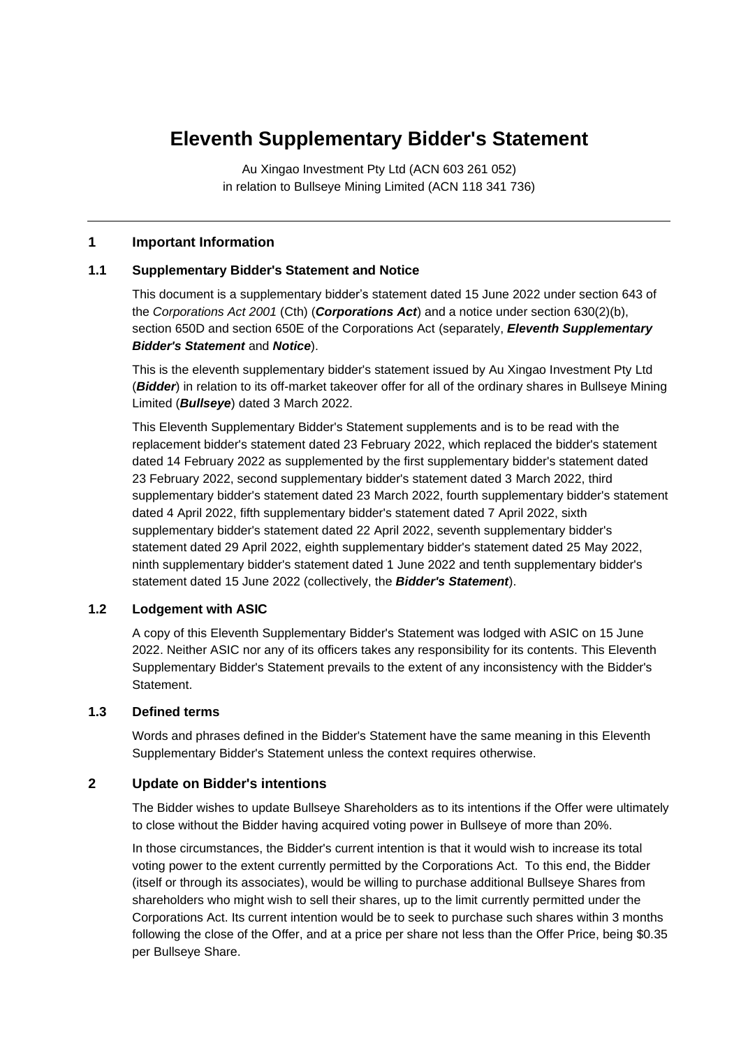# Eleventh Supplementary Bidder's Statement

Au Xingao Investment Pty Ltd (ACN 603 261 052)
in relation to Bullseye Mining Limited (ACN 118 341 736)

---

## 1 Important Information

### 1.1 Supplementary Bidder's Statement and Notice

This document is a supplementary bidder's statement dated 15 June 2022 under section 643 of the *Corporations Act 2001* (Cth) (***Corporations Act***) and a notice under section 630(2)(b), section 650D and section 650E of the Corporations Act (separately, ***Eleventh Supplementary Bidder's Statement*** and ***Notice***).

This is the eleventh supplementary bidder's statement issued by Au Xingao Investment Pty Ltd (***Bidder***) in relation to its off-market takeover offer for all of the ordinary shares in Bullseye Mining Limited (***Bullseye***) dated 3 March 2022.

This Eleventh Supplementary Bidder's Statement supplements and is to be read with the replacement bidder's statement dated 23 February 2022, which replaced the bidder's statement dated 14 February 2022 as supplemented by the first supplementary bidder's statement dated 23 February 2022, second supplementary bidder's statement dated 3 March 2022, third supplementary bidder's statement dated 23 March 2022, fourth supplementary bidder's statement dated 4 April 2022, fifth supplementary bidder's statement dated 7 April 2022, sixth supplementary bidder's statement dated 22 April 2022, seventh supplementary bidder's statement dated 29 April 2022, eighth supplementary bidder's statement dated 25 May 2022, ninth supplementary bidder's statement dated 1 June 2022 and tenth supplementary bidder's statement dated 15 June 2022 (collectively, the ***Bidder's Statement***).

### 1.2 Lodgement with ASIC

A copy of this Eleventh Supplementary Bidder's Statement was lodged with ASIC on 15 June 2022. Neither ASIC nor any of its officers takes any responsibility for its contents. This Eleventh Supplementary Bidder's Statement prevails to the extent of any inconsistency with the Bidder's Statement.

### 1.3 Defined terms

Words and phrases defined in the Bidder's Statement have the same meaning in this Eleventh Supplementary Bidder's Statement unless the context requires otherwise.

## 2 Update on Bidder's intentions

The Bidder wishes to update Bullseye Shareholders as to its intentions if the Offer were ultimately to close without the Bidder having acquired voting power in Bullseye of more than 20%.

In those circumstances, the Bidder's current intention is that it would wish to increase its total voting power to the extent currently permitted by the Corporations Act. To this end, the Bidder (itself or through its associates), would be willing to purchase additional Bullseye Shares from shareholders who might wish to sell their shares, up to the limit currently permitted under the Corporations Act. Its current intention would be to seek to purchase such shares within 3 months following the close of the Offer, and at a price per share not less than the Offer Price, being $0.35 per Bullseye Share.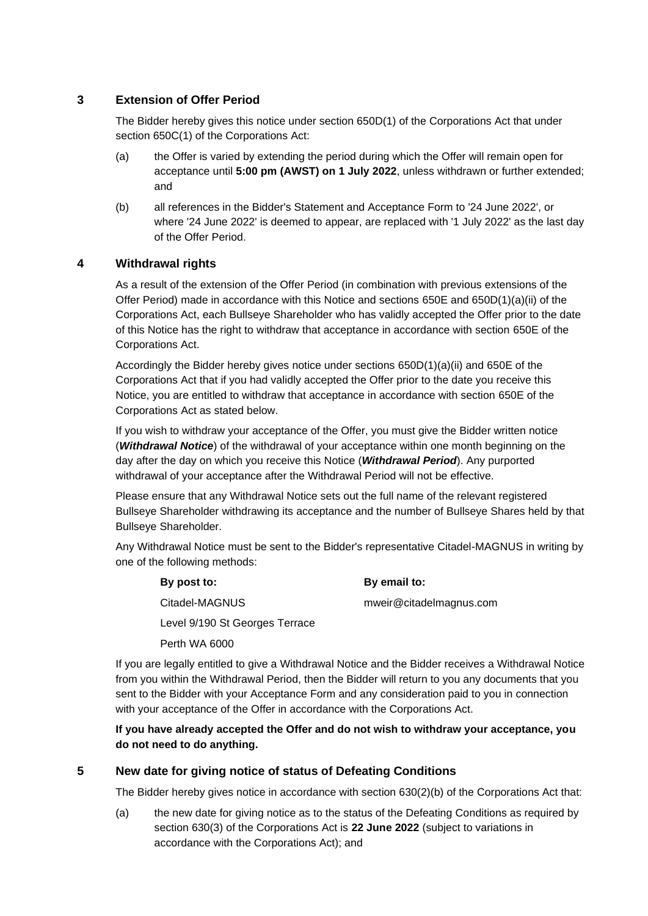## 3 Extension of Offer Period

The Bidder hereby gives this notice under section 650D(1) of the Corporations Act that under section 650C(1) of the Corporations Act:

(a) the Offer is varied by extending the period during which the Offer will remain open for acceptance until **5:00 pm (AWST) on 1 July 2022**, unless withdrawn or further extended; and

(b) all references in the Bidder's Statement and Acceptance Form to '24 June 2022', or where '24 June 2022' is deemed to appear, are replaced with '1 July 2022' as the last day of the Offer Period.

## 4 Withdrawal rights

As a result of the extension of the Offer Period (in combination with previous extensions of the Offer Period) made in accordance with this Notice and sections 650E and 650D(1)(a)(ii) of the Corporations Act, each Bullseye Shareholder who has validly accepted the Offer prior to the date of this Notice has the right to withdraw that acceptance in accordance with section 650E of the Corporations Act.

Accordingly the Bidder hereby gives notice under sections 650D(1)(a)(ii) and 650E of the Corporations Act that if you had validly accepted the Offer prior to the date you receive this Notice, you are entitled to withdraw that acceptance in accordance with section 650E of the Corporations Act as stated below.

If you wish to withdraw your acceptance of the Offer, you must give the Bidder written notice (***Withdrawal Notice***) of the withdrawal of your acceptance within one month beginning on the day after the day on which you receive this Notice (***Withdrawal Period***). Any purported withdrawal of your acceptance after the Withdrawal Period will not be effective.

Please ensure that any Withdrawal Notice sets out the full name of the relevant registered Bullseye Shareholder withdrawing its acceptance and the number of Bullseye Shares held by that Bullseye Shareholder.

Any Withdrawal Notice must be sent to the Bidder's representative Citadel-MAGNUS in writing by one of the following methods:

| **By post to:** | **By email to:** |
|---|---|
| Citadel-MAGNUS | mweir@citadelmagnus.com |
| Level 9/190 St Georges Terrace | |
| Perth WA 6000 | |

If you are legally entitled to give a Withdrawal Notice and the Bidder receives a Withdrawal Notice from you within the Withdrawal Period, then the Bidder will return to you any documents that you sent to the Bidder with your Acceptance Form and any consideration paid to you in connection with your acceptance of the Offer in accordance with the Corporations Act.

**If you have already accepted the Offer and do not wish to withdraw your acceptance, you do not need to do anything.**

## 5 New date for giving notice of status of Defeating Conditions

The Bidder hereby gives notice in accordance with section 630(2)(b) of the Corporations Act that:

(a) the new date for giving notice as to the status of the Defeating Conditions as required by section 630(3) of the Corporations Act is **22 June 2022** (subject to variations in accordance with the Corporations Act); and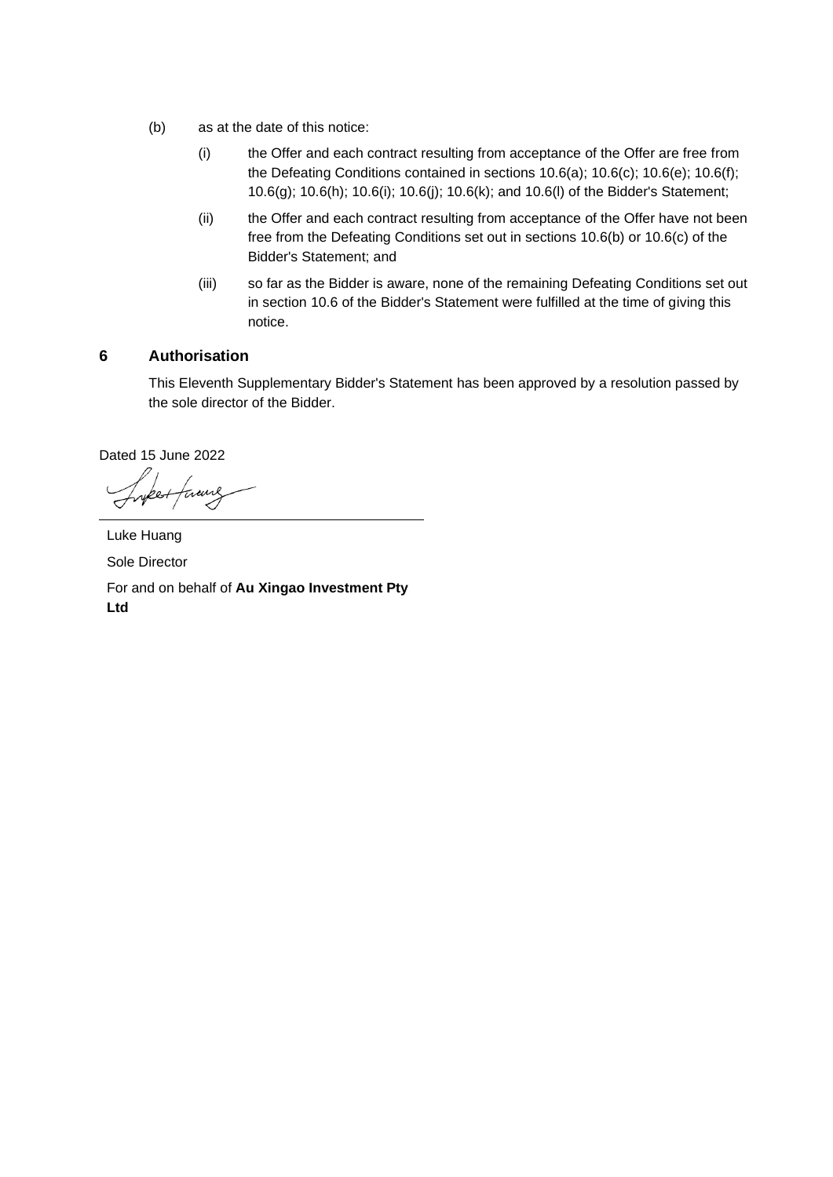(b) as at the date of this notice:

   (i) the Offer and each contract resulting from acceptance of the Offer are free from the Defeating Conditions contained in sections 10.6(a); 10.6(c); 10.6(e); 10.6(f); 10.6(g); 10.6(h); 10.6(i); 10.6(j); 10.6(k); and 10.6(l) of the Bidder's Statement;

   (ii) the Offer and each contract resulting from acceptance of the Offer have not been free from the Defeating Conditions set out in sections 10.6(b) or 10.6(c) of the Bidder's Statement; and

   (iii) so far as the Bidder is aware, none of the remaining Defeating Conditions set out in section 10.6 of the Bidder's Statement were fulfilled at the time of giving this notice.

## 6 Authorisation

This Eleventh Supplementary Bidder's Statement has been approved by a resolution passed by the sole director of the Bidder.

Dated 15 June 2022

Luke Huang

Sole Director

For and on behalf of **Au Xingao Investment Pty Ltd**